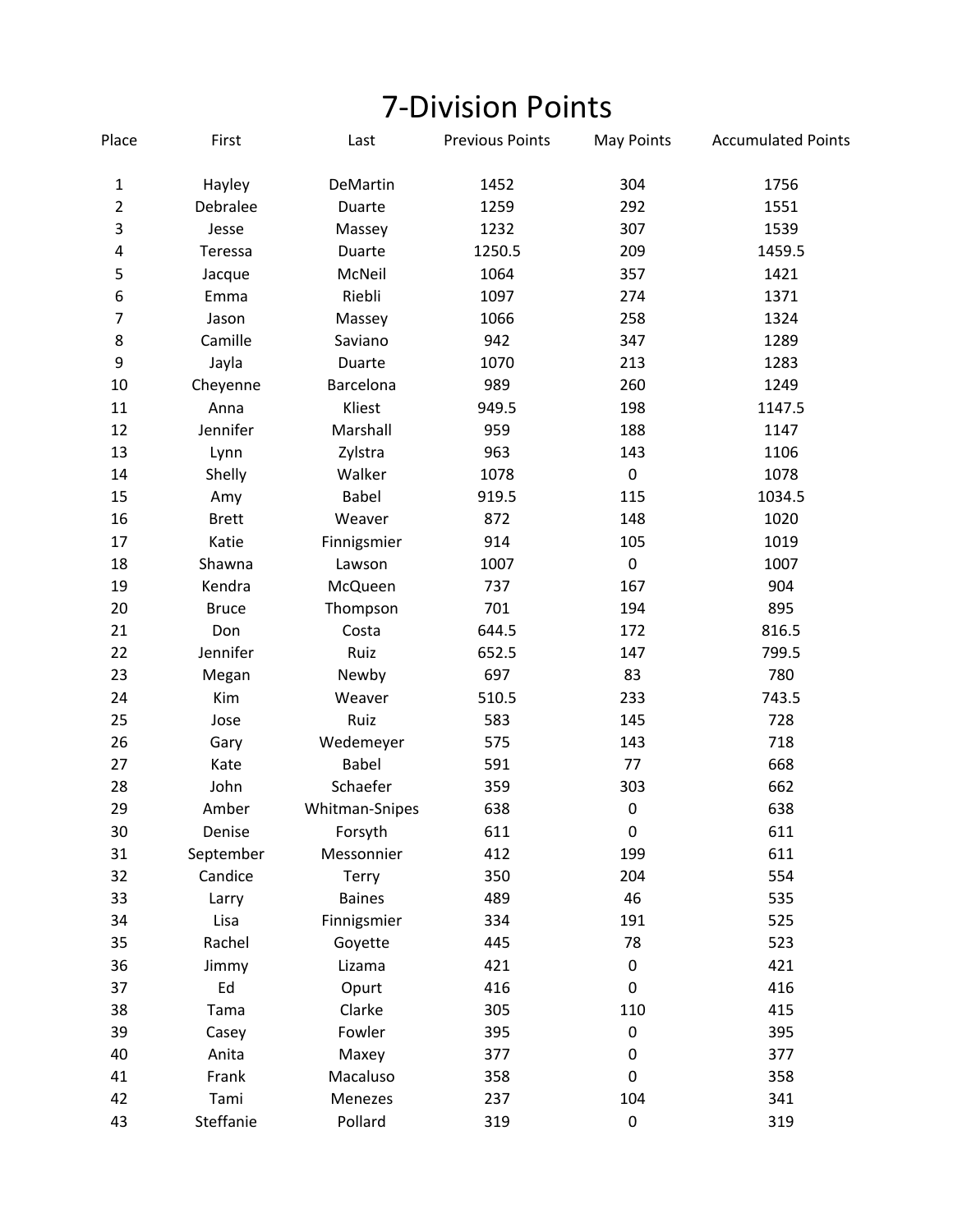# 7-Division Points

| Place | First | Last | Previous Points | May Points | Accumulated Points |
|---|---|---|---|---|---|
| 1 | Hayley | DeMartin | 1452 | 304 | 1756 |
| 2 | Debralee | Duarte | 1259 | 292 | 1551 |
| 3 | Jesse | Massey | 1232 | 307 | 1539 |
| 4 | Teressa | Duarte | 1250.5 | 209 | 1459.5 |
| 5 | Jacque | McNeil | 1064 | 357 | 1421 |
| 6 | Emma | Riebli | 1097 | 274 | 1371 |
| 7 | Jason | Massey | 1066 | 258 | 1324 |
| 8 | Camille | Saviano | 942 | 347 | 1289 |
| 9 | Jayla | Duarte | 1070 | 213 | 1283 |
| 10 | Cheyenne | Barcelona | 989 | 260 | 1249 |
| 11 | Anna | Kliest | 949.5 | 198 | 1147.5 |
| 12 | Jennifer | Marshall | 959 | 188 | 1147 |
| 13 | Lynn | Zylstra | 963 | 143 | 1106 |
| 14 | Shelly | Walker | 1078 | 0 | 1078 |
| 15 | Amy | Babel | 919.5 | 115 | 1034.5 |
| 16 | Brett | Weaver | 872 | 148 | 1020 |
| 17 | Katie | Finnigsmier | 914 | 105 | 1019 |
| 18 | Shawna | Lawson | 1007 | 0 | 1007 |
| 19 | Kendra | McQueen | 737 | 167 | 904 |
| 20 | Bruce | Thompson | 701 | 194 | 895 |
| 21 | Don | Costa | 644.5 | 172 | 816.5 |
| 22 | Jennifer | Ruiz | 652.5 | 147 | 799.5 |
| 23 | Megan | Newby | 697 | 83 | 780 |
| 24 | Kim | Weaver | 510.5 | 233 | 743.5 |
| 25 | Jose | Ruiz | 583 | 145 | 728 |
| 26 | Gary | Wedemeyer | 575 | 143 | 718 |
| 27 | Kate | Babel | 591 | 77 | 668 |
| 28 | John | Schaefer | 359 | 303 | 662 |
| 29 | Amber | Whitman-Snipes | 638 | 0 | 638 |
| 30 | Denise | Forsyth | 611 | 0 | 611 |
| 31 | September | Messonnier | 412 | 199 | 611 |
| 32 | Candice | Terry | 350 | 204 | 554 |
| 33 | Larry | Baines | 489 | 46 | 535 |
| 34 | Lisa | Finnigsmier | 334 | 191 | 525 |
| 35 | Rachel | Goyette | 445 | 78 | 523 |
| 36 | Jimmy | Lizama | 421 | 0 | 421 |
| 37 | Ed | Opurt | 416 | 0 | 416 |
| 38 | Tama | Clarke | 305 | 110 | 415 |
| 39 | Casey | Fowler | 395 | 0 | 395 |
| 40 | Anita | Maxey | 377 | 0 | 377 |
| 41 | Frank | Macaluso | 358 | 0 | 358 |
| 42 | Tami | Menezes | 237 | 104 | 341 |
| 43 | Steffanie | Pollard | 319 | 0 | 319 |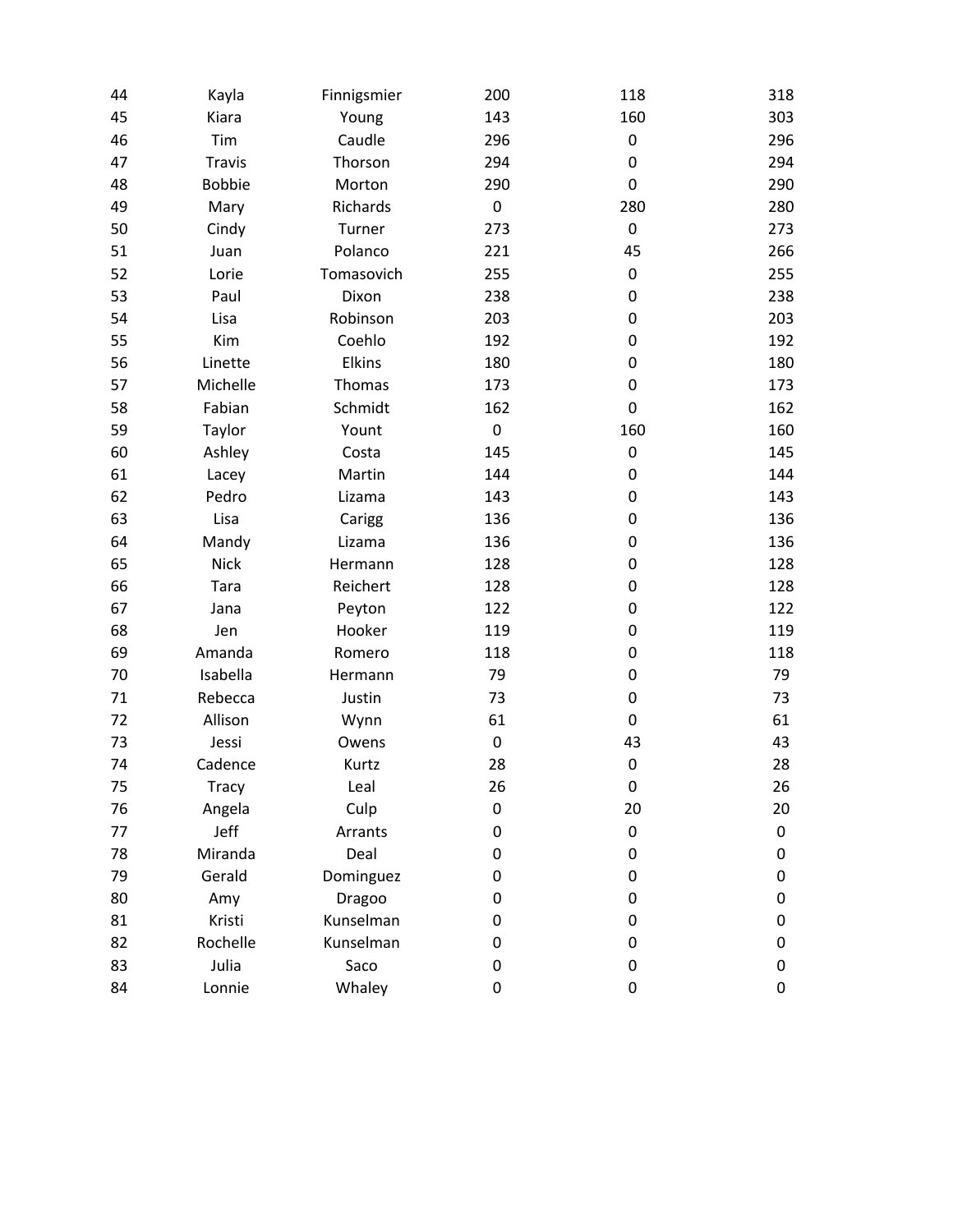| | | | | | |
|---|---|---|---|---|---|
| 44 | Kayla | Finnigsmier | 200 | 118 | 318 |
| 45 | Kiara | Young | 143 | 160 | 303 |
| 46 | Tim | Caudle | 296 | 0 | 296 |
| 47 | Travis | Thorson | 294 | 0 | 294 |
| 48 | Bobbie | Morton | 290 | 0 | 290 |
| 49 | Mary | Richards | 0 | 280 | 280 |
| 50 | Cindy | Turner | 273 | 0 | 273 |
| 51 | Juan | Polanco | 221 | 45 | 266 |
| 52 | Lorie | Tomasovich | 255 | 0 | 255 |
| 53 | Paul | Dixon | 238 | 0 | 238 |
| 54 | Lisa | Robinson | 203 | 0 | 203 |
| 55 | Kim | Coehlo | 192 | 0 | 192 |
| 56 | Linette | Elkins | 180 | 0 | 180 |
| 57 | Michelle | Thomas | 173 | 0 | 173 |
| 58 | Fabian | Schmidt | 162 | 0 | 162 |
| 59 | Taylor | Yount | 0 | 160 | 160 |
| 60 | Ashley | Costa | 145 | 0 | 145 |
| 61 | Lacey | Martin | 144 | 0 | 144 |
| 62 | Pedro | Lizama | 143 | 0 | 143 |
| 63 | Lisa | Carigg | 136 | 0 | 136 |
| 64 | Mandy | Lizama | 136 | 0 | 136 |
| 65 | Nick | Hermann | 128 | 0 | 128 |
| 66 | Tara | Reichert | 128 | 0 | 128 |
| 67 | Jana | Peyton | 122 | 0 | 122 |
| 68 | Jen | Hooker | 119 | 0 | 119 |
| 69 | Amanda | Romero | 118 | 0 | 118 |
| 70 | Isabella | Hermann | 79 | 0 | 79 |
| 71 | Rebecca | Justin | 73 | 0 | 73 |
| 72 | Allison | Wynn | 61 | 0 | 61 |
| 73 | Jessi | Owens | 0 | 43 | 43 |
| 74 | Cadence | Kurtz | 28 | 0 | 28 |
| 75 | Tracy | Leal | 26 | 0 | 26 |
| 76 | Angela | Culp | 0 | 20 | 20 |
| 77 | Jeff | Arrants | 0 | 0 | 0 |
| 78 | Miranda | Deal | 0 | 0 | 0 |
| 79 | Gerald | Dominguez | 0 | 0 | 0 |
| 80 | Amy | Dragoo | 0 | 0 | 0 |
| 81 | Kristi | Kunselman | 0 | 0 | 0 |
| 82 | Rochelle | Kunselman | 0 | 0 | 0 |
| 83 | Julia | Saco | 0 | 0 | 0 |
| 84 | Lonnie | Whaley | 0 | 0 | 0 |